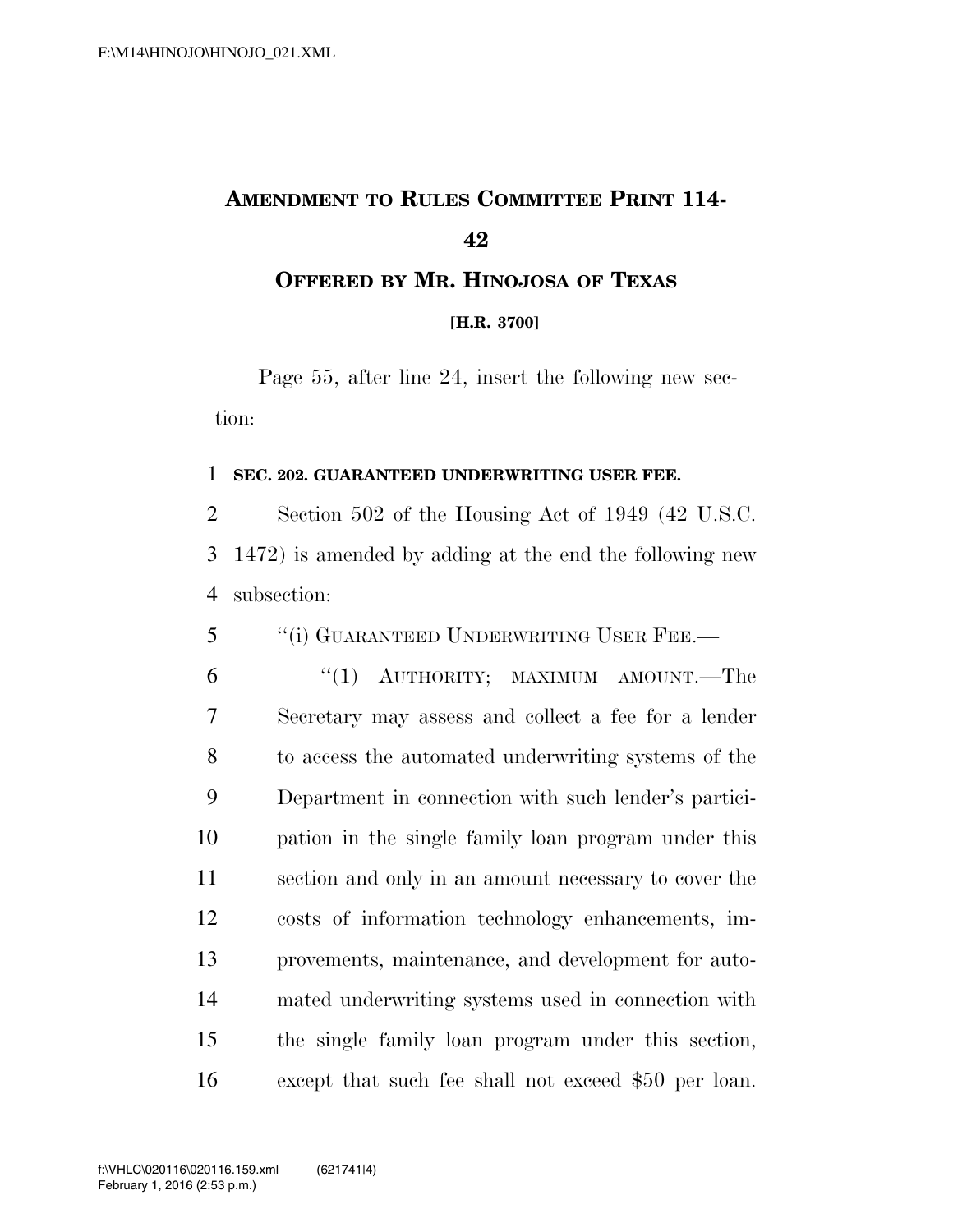# AMENDMENT TO RULES COMMITTEE PRINT 114-42

## OFFERED BY MR. HINOJOSA OF TEXAS

**[H.R. 3700]**

Page 55, after line 24, insert the following new section:

**SEC. 202. GUARANTEED UNDERWRITING USER FEE.**

Section 502 of the Housing Act of 1949 (42 U.S.C. 1472) is amended by adding at the end the following new subsection:

"(i) GUARANTEED UNDERWRITING USER FEE.—

"(1) AUTHORITY; MAXIMUM AMOUNT.—The Secretary may assess and collect a fee for a lender to access the automated underwriting systems of the Department in connection with such lender's participation in the single family loan program under this section and only in an amount necessary to cover the costs of information technology enhancements, improvements, maintenance, and development for automated underwriting systems used in connection with the single family loan program under this section, except that such fee shall not exceed $50 per loan.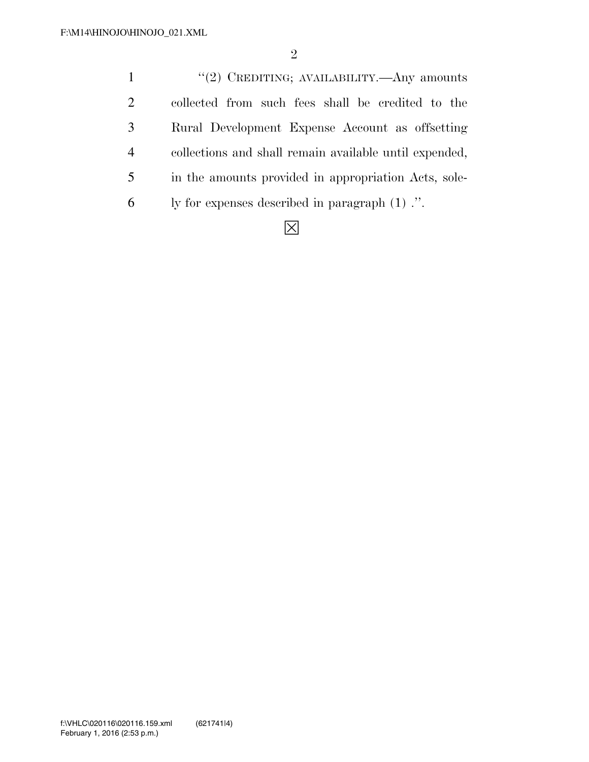"(2) CREDITING; AVAILABILITY.—Any amounts collected from such fees shall be credited to the Rural Development Expense Account as offsetting collections and shall remain available until expended, in the amounts provided in appropriation Acts, solely for expenses described in paragraph (1) .".